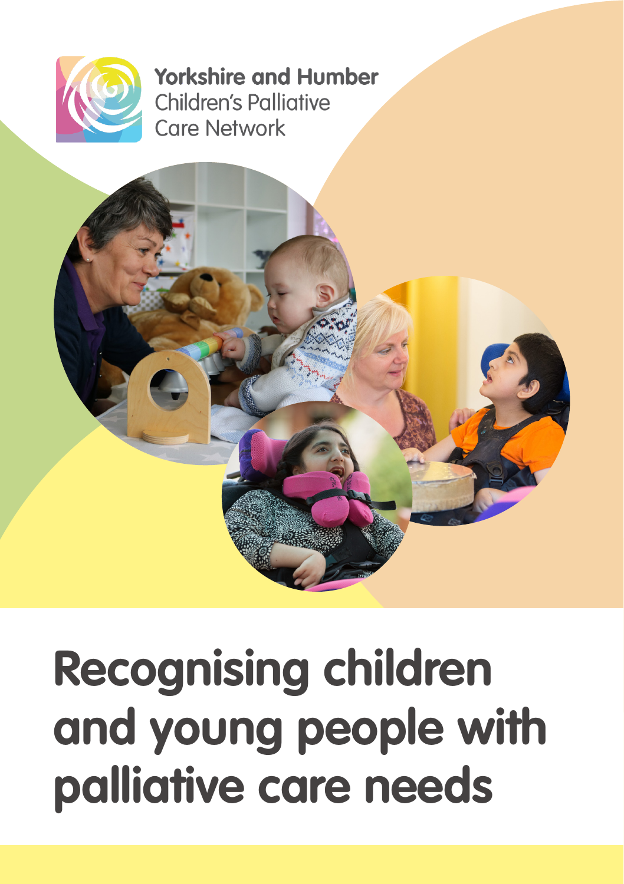Yorkshire and Humber
Children's Palliative
Care Network

# Recognising children and young people with palliative care needs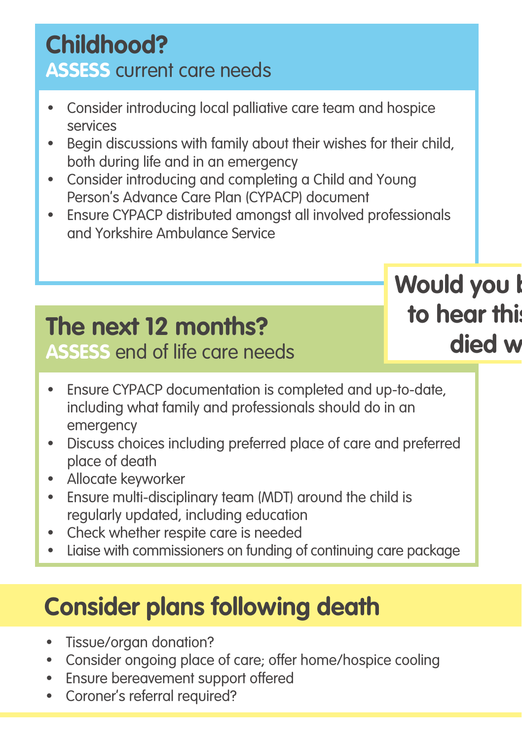## Childhood?
### ASSESS current care needs

- Consider introducing local palliative care team and hospice services
- Begin discussions with family about their wishes for their child, both during life and in an emergency
- Consider introducing and completing a Child and Young Person's Advance Care Plan (CYPACP) document
- Ensure CYPACP distributed amongst all involved professionals and Yorkshire Ambulance Service

**Would you b
to hear this
died w**

## The next 12 months?
### ASSESS end of life care needs

- Ensure CYPACP documentation is completed and up-to-date, including what family and professionals should do in an emergency
- Discuss choices including preferred place of care and preferred place of death
- Allocate keyworker
- Ensure multi-disciplinary team (MDT) around the child is regularly updated, including education
- Check whether respite care is needed
- Liaise with commissioners on funding of continuing care package

## Consider plans following death

- Tissue/organ donation?
- Consider ongoing place of care; offer home/hospice cooling
- Ensure bereavement support offered
- Coroner's referral required?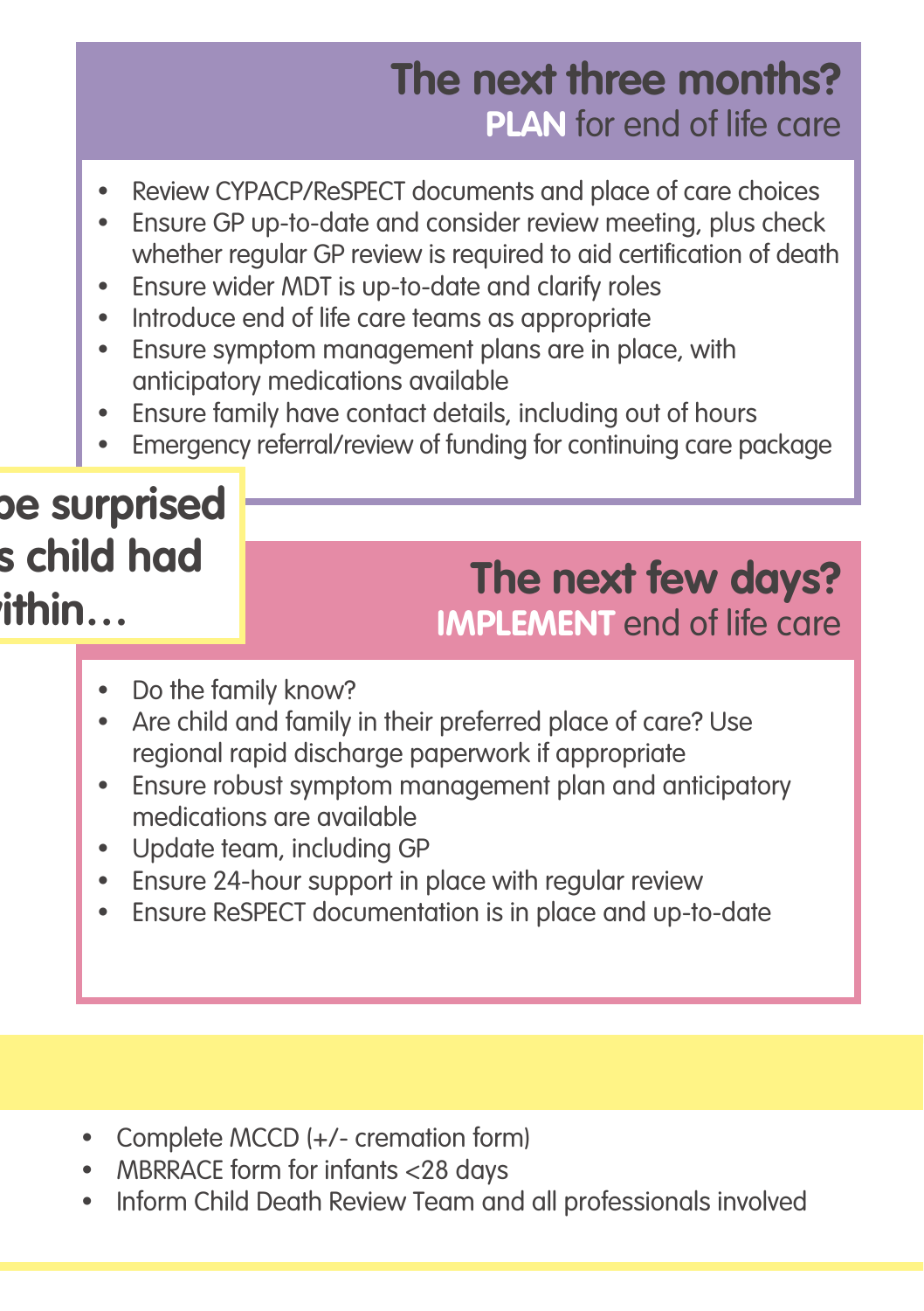## The next three months?

**PLAN** for end of life care

- Review CYPACP/ReSPECT documents and place of care choices
- Ensure GP up-to-date and consider review meeting, plus check whether regular GP review is required to aid certification of death
- Ensure wider MDT is up-to-date and clarify roles
- Introduce end of life care teams as appropriate
- Ensure symptom management plans are in place, with anticipatory medications available
- Ensure family have contact details, including out of hours
- Emergency referral/review of funding for continuing care package

**be surprised s child had ithin…**

## The next few days?

**IMPLEMENT** end of life care

- Do the family know?
- Are child and family in their preferred place of care? Use regional rapid discharge paperwork if appropriate
- Ensure robust symptom management plan and anticipatory medications are available
- Update team, including GP
- Ensure 24-hour support in place with regular review
- Ensure ReSPECT documentation is in place and up-to-date

- Complete MCCD (+/- cremation form)
- MBRRACE form for infants <28 days
- Inform Child Death Review Team and all professionals involved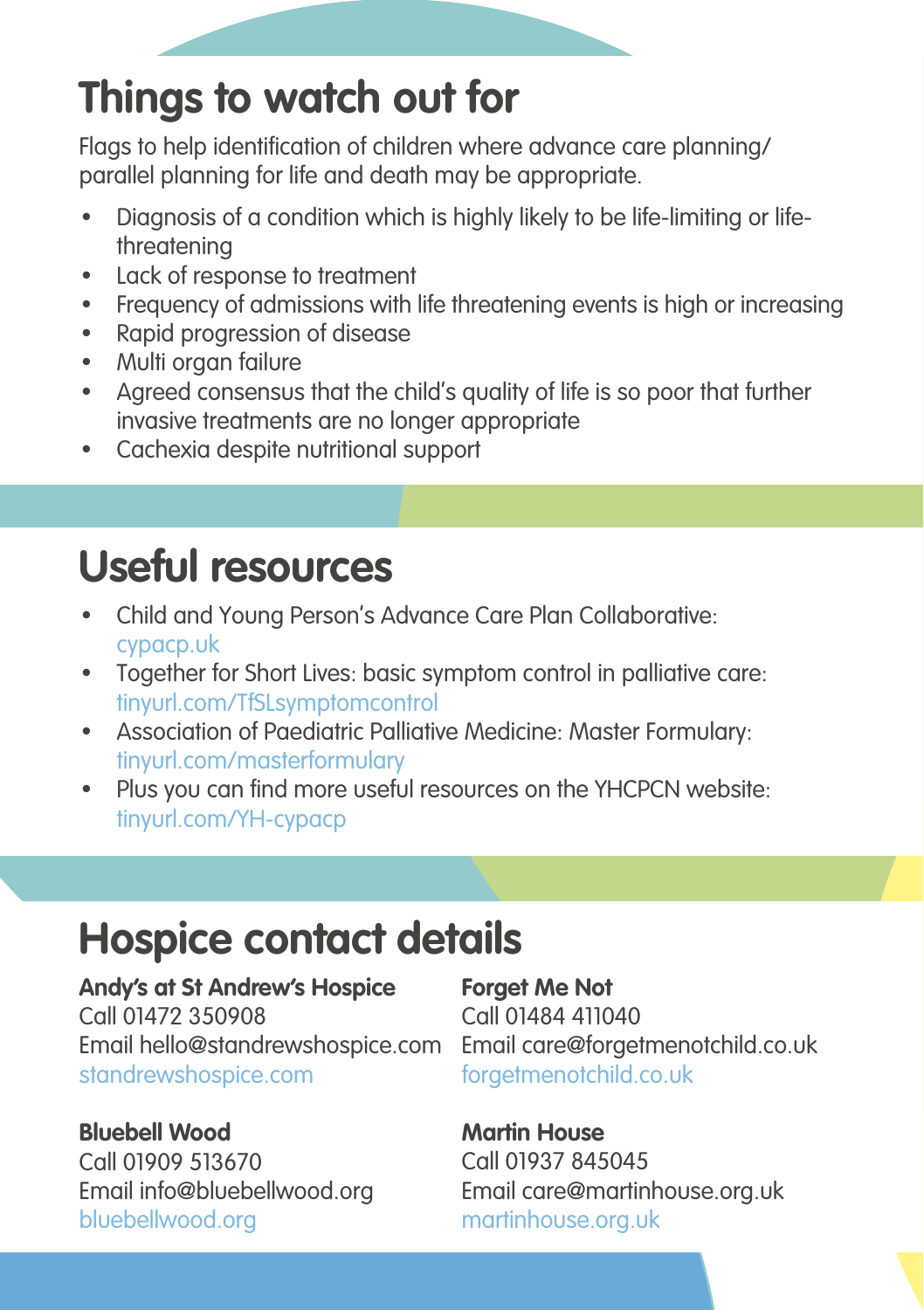## Things to watch out for

Flags to help identification of children where advance care planning/ parallel planning for life and death may be appropriate.

- Diagnosis of a condition which is highly likely to be life-limiting or life-threatening
- Lack of response to treatment
- Frequency of admissions with life threatening events is high or increasing
- Rapid progression of disease
- Multi organ failure
- Agreed consensus that the child's quality of life is so poor that further invasive treatments are no longer appropriate
- Cachexia despite nutritional support

## Useful resources

- Child and Young Person's Advance Care Plan Collaborative: cypacp.uk
- Together for Short Lives: basic symptom control in palliative care: tinyurl.com/TfSLsymptomcontrol
- Association of Paediatric Palliative Medicine: Master Formulary: tinyurl.com/masterformulary
- Plus you can find more useful resources on the YHCPCN website: tinyurl.com/YH-cypacp

## Hospice contact details

**Andy's at St Andrew's Hospice**
Call 01472 350908
Email hello@standrewshospice.com
standrewshospice.com

**Bluebell Wood**
Call 01909 513670
Email info@bluebellwood.org
bluebellwood.org

**Forget Me Not**
Call 01484 411040
Email care@forgetmenotchild.co.uk
forgetmenotchild.co.uk

**Martin House**
Call 01937 845045
Email care@martinhouse.org.uk
martinhouse.org.uk